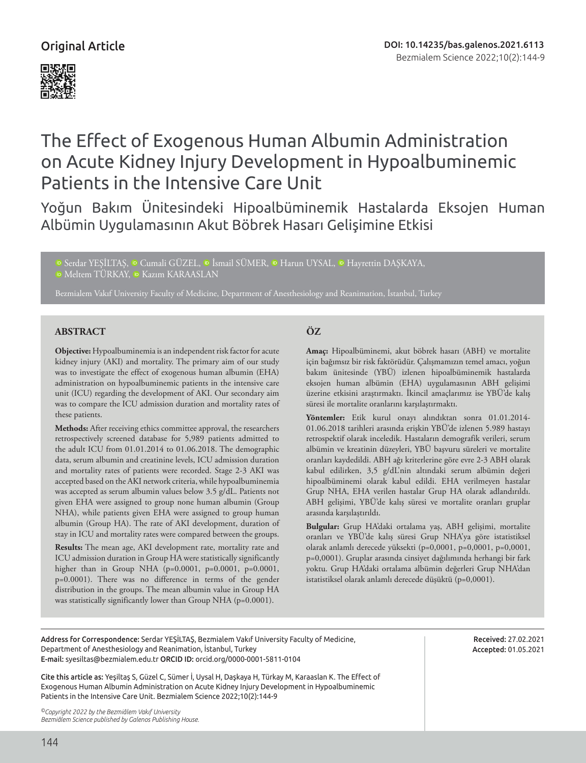Original Article

DOI: 10.14235/bas.galenos.2021.6113

# The Effect of Exogenous Human Albumin Administration on Acute Kidney Injury Development in Hypoalbuminemic Patients in the Intensive Care Unit

## Yoğun Bakım Ünitesindeki Hipoalbüminemik Hastalarda Eksojen Human Albümin Uygulamasının Akut Böbrek Hasarı Gelişimine Etkisi

Serdar YEŞİLTAŞ, Cumali GÜZEL, İsmail SÜMER, Harun UYSAL, Hayrettin DAŞKAYA, Meltem TÜRKAY, Kazım KARAASLAN

Bezmialem Vakıf University Faculty of Medicine, Department of Anesthesiology and Reanimation, İstanbul, Turkey

### ABSTRACT

**Objective:** Hypoalbuminemia is an independent risk factor for acute kidney injury (AKI) and mortality. The primary aim of our study was to investigate the effect of exogenous human albumin (EHA) administration on hypoalbuminemic patients in the intensive care unit (ICU) regarding the development of AKI. Our secondary aim was to compare the ICU admission duration and mortality rates of these patients.

**Methods:** After receiving ethics committee approval, the researchers retrospectively screened database for 5,989 patients admitted to the adult ICU from 01.01.2014 to 01.06.2018. The demographic data, serum albumin and creatinine levels, ICU admission duration and mortality rates of patients were recorded. Stage 2-3 AKI was accepted based on the AKI network criteria, while hypoalbuminemia was accepted as serum albumin values below 3.5 g/dL. Patients not given EHA were assigned to group none human albumin (Group NHA), while patients given EHA were assigned to group human albumin (Group HA). The rate of AKI development, duration of stay in ICU and mortality rates were compared between the groups.

**Results:** The mean age, AKI development rate, mortality rate and ICU admission duration in Group HA were statistically significantly higher than in Group NHA (p=0.0001, p=0.0001, p=0.0001, p=0.0001). There was no difference in terms of the gender distribution in the groups. The mean albumin value in Group HA was statistically significantly lower than Group NHA (p=0.0001).

### ÖZ

**Amaç:** Hipoalbüminemi, akut böbrek hasarı (ABH) ve mortalite için bağımsız bir risk faktörüdür. Çalışmamızın temel amacı, yoğun bakım ünitesinde (YBÜ) izlenen hipoalbüminemik hastalarda eksojen human albümin (EHA) uygulamasının ABH gelişimi üzerine etkisini araştırmaktı. İkincil amaçlarımız ise YBÜ'de kalış süresi ile mortalite oranlarını karşılaştırmaktı.

**Yöntemler:** Etik kurul onayı alındıktan sonra 01.01.2014-01.06.2018 tarihleri arasında erişkin YBÜ'de izlenen 5.989 hastayı retrospektif olarak inceledik. Hastaların demografik verileri, serum albümin ve kreatinin düzeyleri, YBÜ başvuru süreleri ve mortalite oranları kaydedildi. ABH ağı kriterlerine göre evre 2-3 ABH olarak kabul edilirken, 3,5 g/dL'nin altındaki serum albümin değeri hipoalbüminemi olarak kabul edildi. EHA verilmeyen hastalar Grup NHA, EHA verilen hastalar Grup HA olarak adlandırıldı. ABH gelişimi, YBÜ'de kalış süresi ve mortalite oranları gruplar arasında karşılaştırıldı.

**Bulgular:** Grup HA'daki ortalama yaş, ABH gelişimi, mortalite oranları ve YBÜ'de kalış süresi Grup NHA'ya göre istatistiksel olarak anlamlı derecede yüksekti (p=0,0001, p=0,0001, p=0,0001, p=0,0001). Gruplar arasında cinsiyet dağılımında herhangi bir fark yoktu. Grup HA'daki ortalama albümin değerleri Grup NHA'dan istatistiksel olarak anlamlı derecede düşüktü (p=0,0001).

---

**Address for Correspondence:** Serdar YEŞİLTAŞ, Bezmialem Vakıf University Faculty of Medicine, Department of Anesthesiology and Reanimation, İstanbul, Turkey
**E-mail:** syesiltas@bezmialem.edu.tr **ORCID ID:** orcid.org/0000-0001-5811-0104

**Received:** 27.02.2021
**Accepted:** 01.05.2021

**Cite this article as:** Yeşiltaş S, Güzel C, Sümer İ, Uysal H, Daşkaya H, Türkay M, Karaaslan K. The Effect of Exogenous Human Albumin Administration on Acute Kidney Injury Development in Hypoalbuminemic Patients in the Intensive Care Unit. Bezmialem Science 2022;10(2):144-9

*©Copyright 2022 by the Bezmiâlem Vakıf University*
*Bezmiâlem Science published by Galenos Publishing House.*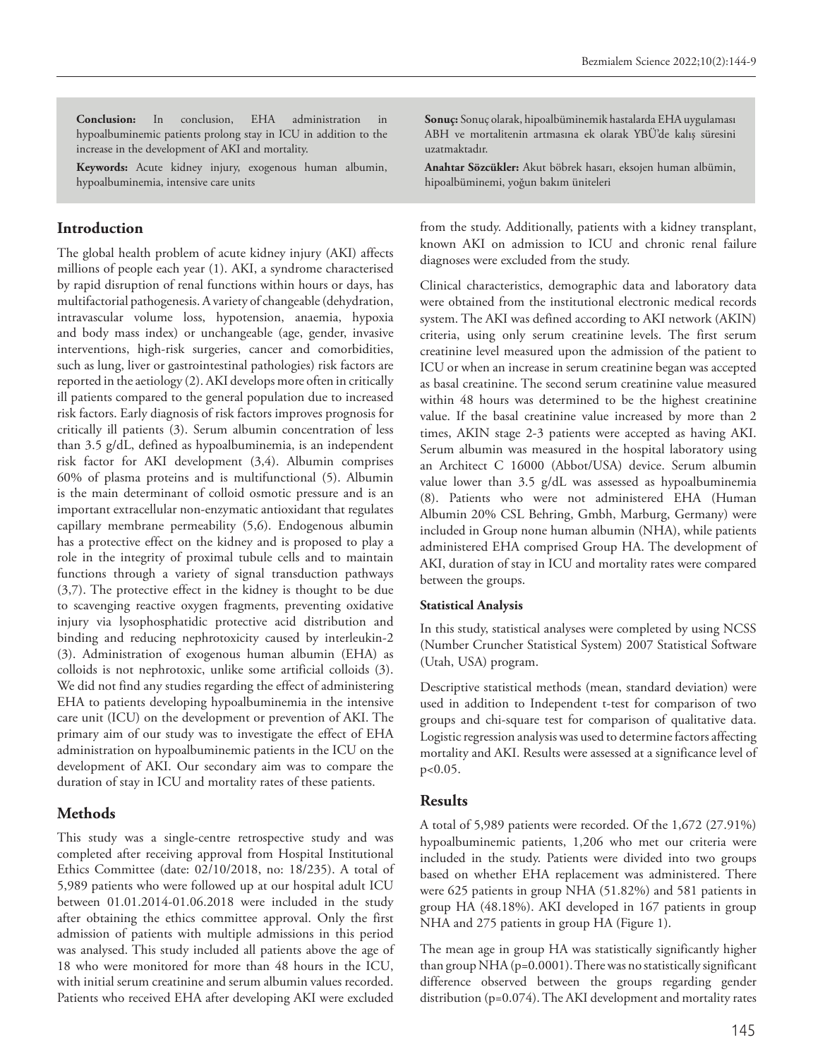**Conclusion:** In conclusion, EHA administration in hypoalbuminemic patients prolong stay in ICU in addition to the increase in the development of AKI and mortality.

**Keywords:** Acute kidney injury, exogenous human albumin, hypoalbuminemia, intensive care units

**Sonuç:** Sonuç olarak, hipoalbüminemik hastalarda EHA uygulaması ABH ve mortalitenin artmasına ek olarak YBÜ'de kalış süresini uzatmaktadır.

**Anahtar Sözcükler:** Akut böbrek hasarı, eksojen human albümin, hipoalbüminemi, yoğun bakım üniteleri

## Introduction

The global health problem of acute kidney injury (AKI) affects millions of people each year (1). AKI, a syndrome characterised by rapid disruption of renal functions within hours or days, has multifactorial pathogenesis. A variety of changeable (dehydration, intravascular volume loss, hypotension, anaemia, hypoxia and body mass index) or unchangeable (age, gender, invasive interventions, high-risk surgeries, cancer and comorbidities, such as lung, liver or gastrointestinal pathologies) risk factors are reported in the aetiology (2). AKI develops more often in critically ill patients compared to the general population due to increased risk factors. Early diagnosis of risk factors improves prognosis for critically ill patients (3). Serum albumin concentration of less than 3.5 g/dL, defined as hypoalbuminemia, is an independent risk factor for AKI development (3,4). Albumin comprises 60% of plasma proteins and is multifunctional (5). Albumin is the main determinant of colloid osmotic pressure and is an important extracellular non-enzymatic antioxidant that regulates capillary membrane permeability (5,6). Endogenous albumin has a protective effect on the kidney and is proposed to play a role in the integrity of proximal tubule cells and to maintain functions through a variety of signal transduction pathways (3,7). The protective effect in the kidney is thought to be due to scavenging reactive oxygen fragments, preventing oxidative injury via lysophosphatidic protective acid distribution and binding and reducing nephrotoxicity caused by interleukin-2 (3). Administration of exogenous human albumin (EHA) as colloids is not nephrotoxic, unlike some artificial colloids (3). We did not find any studies regarding the effect of administering EHA to patients developing hypoalbuminemia in the intensive care unit (ICU) on the development or prevention of AKI. The primary aim of our study was to investigate the effect of EHA administration on hypoalbuminemic patients in the ICU on the development of AKI. Our secondary aim was to compare the duration of stay in ICU and mortality rates of these patients.

## Methods

This study was a single-centre retrospective study and was completed after receiving approval from Hospital Institutional Ethics Committee (date: 02/10/2018, no: 18/235). A total of 5,989 patients who were followed up at our hospital adult ICU between 01.01.2014-01.06.2018 were included in the study after obtaining the ethics committee approval. Only the first admission of patients with multiple admissions in this period was analysed. This study included all patients above the age of 18 who were monitored for more than 48 hours in the ICU, with initial serum creatinine and serum albumin values recorded. Patients who received EHA after developing AKI were excluded from the study. Additionally, patients with a kidney transplant, known AKI on admission to ICU and chronic renal failure diagnoses were excluded from the study.

Clinical characteristics, demographic data and laboratory data were obtained from the institutional electronic medical records system. The AKI was defined according to AKI network (AKIN) criteria, using only serum creatinine levels. The first serum creatinine level measured upon the admission of the patient to ICU or when an increase in serum creatinine began was accepted as basal creatinine. The second serum creatinine value measured within 48 hours was determined to be the highest creatinine value. If the basal creatinine value increased by more than 2 times, AKIN stage 2-3 patients were accepted as having AKI. Serum albumin was measured in the hospital laboratory using an Architect C 16000 (Abbot/USA) device. Serum albumin value lower than 3.5 g/dL was assessed as hypoalbuminemia (8). Patients who were not administered EHA (Human Albumin 20% CSL Behring, Gmbh, Marburg, Germany) were included in Group none human albumin (NHA), while patients administered EHA comprised Group HA. The development of AKI, duration of stay in ICU and mortality rates were compared between the groups.

### Statistical Analysis

In this study, statistical analyses were completed by using NCSS (Number Cruncher Statistical System) 2007 Statistical Software (Utah, USA) program.

Descriptive statistical methods (mean, standard deviation) were used in addition to Independent t-test for comparison of two groups and chi-square test for comparison of qualitative data. Logistic regression analysis was used to determine factors affecting mortality and AKI. Results were assessed at a significance level of $p<0.05$.

## Results

A total of 5,989 patients were recorded. Of the 1,672 (27.91%) hypoalbuminemic patients, 1,206 who met our criteria were included in the study. Patients were divided into two groups based on whether EHA replacement was administered. There were 625 patients in group NHA (51.82%) and 581 patients in group HA (48.18%). AKI developed in 167 patients in group NHA and 275 patients in group HA (Figure 1).

The mean age in group HA was statistically significantly higher than group NHA ($p=0.0001$). There was no statistically significant difference observed between the groups regarding gender distribution ($p=0.074$). The AKI development and mortality rates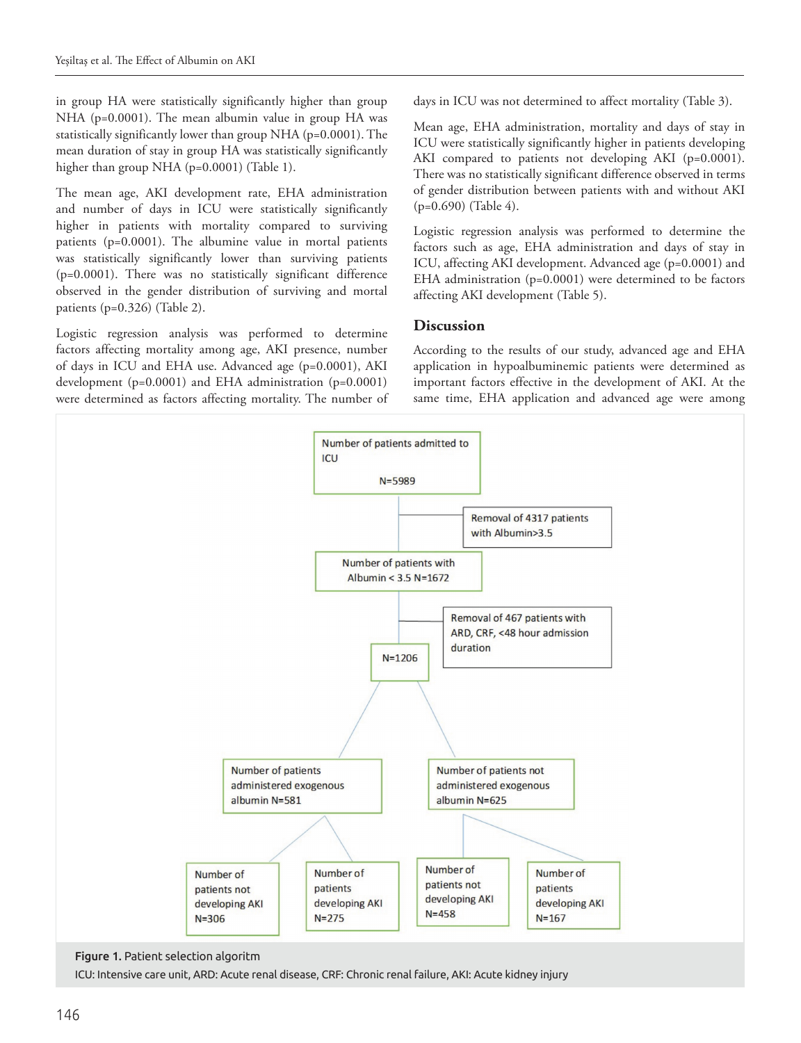in group HA were statistically significantly higher than group NHA (p=0.0001). The mean albumin value in group HA was statistically significantly lower than group NHA (p=0.0001). The mean duration of stay in group HA was statistically significantly higher than group NHA (p=0.0001) (Table 1).

The mean age, AKI development rate, EHA administration and number of days in ICU were statistically significantly higher in patients with mortality compared to surviving patients (p=0.0001). The albumine value in mortal patients was statistically significantly lower than surviving patients (p=0.0001). There was no statistically significant difference observed in the gender distribution of surviving and mortal patients (p=0.326) (Table 2).

Logistic regression analysis was performed to determine factors affecting mortality among age, AKI presence, number of days in ICU and EHA use. Advanced age (p=0.0001), AKI development (p=0.0001) and EHA administration (p=0.0001) were determined as factors affecting mortality. The number of days in ICU was not determined to affect mortality (Table 3).

Mean age, EHA administration, mortality and days of stay in ICU were statistically significantly higher in patients developing AKI compared to patients not developing AKI (p=0.0001). There was no statistically significant difference observed in terms of gender distribution between patients with and without AKI (p=0.690) (Table 4).

Logistic regression analysis was performed to determine the factors such as age, EHA administration and days of stay in ICU, affecting AKI development. Advanced age (p=0.0001) and EHA administration (p=0.0001) were determined to be factors affecting AKI development (Table 5).

## Discussion

According to the results of our study, advanced age and EHA application in hypoalbuminemic patients were determined as important factors effective in the development of AKI. At the same time, EHA application and advanced age were among

Number of patients admitted to ICU N=5989

Removal of 4317 patients with Albumin>3.5

Number of patients with Albumin < 3.5 N=1672

Removal of 467 patients with ARD, CRF, <48 hour admission duration

N=1206

Number of patients administered exogenous albumin N=581

Number of patients not administered exogenous albumin N=625

Number of patients not developing AKI N=306

Number of patients developing AKI N=275

Number of patients not developing AKI N=458

Number of patients developing AKI N=167

**Figure 1.** Patient selection algoritm

ICU: Intensive care unit, ARD: Acute renal disease, CRF: Chronic renal failure, AKI: Acute kidney injury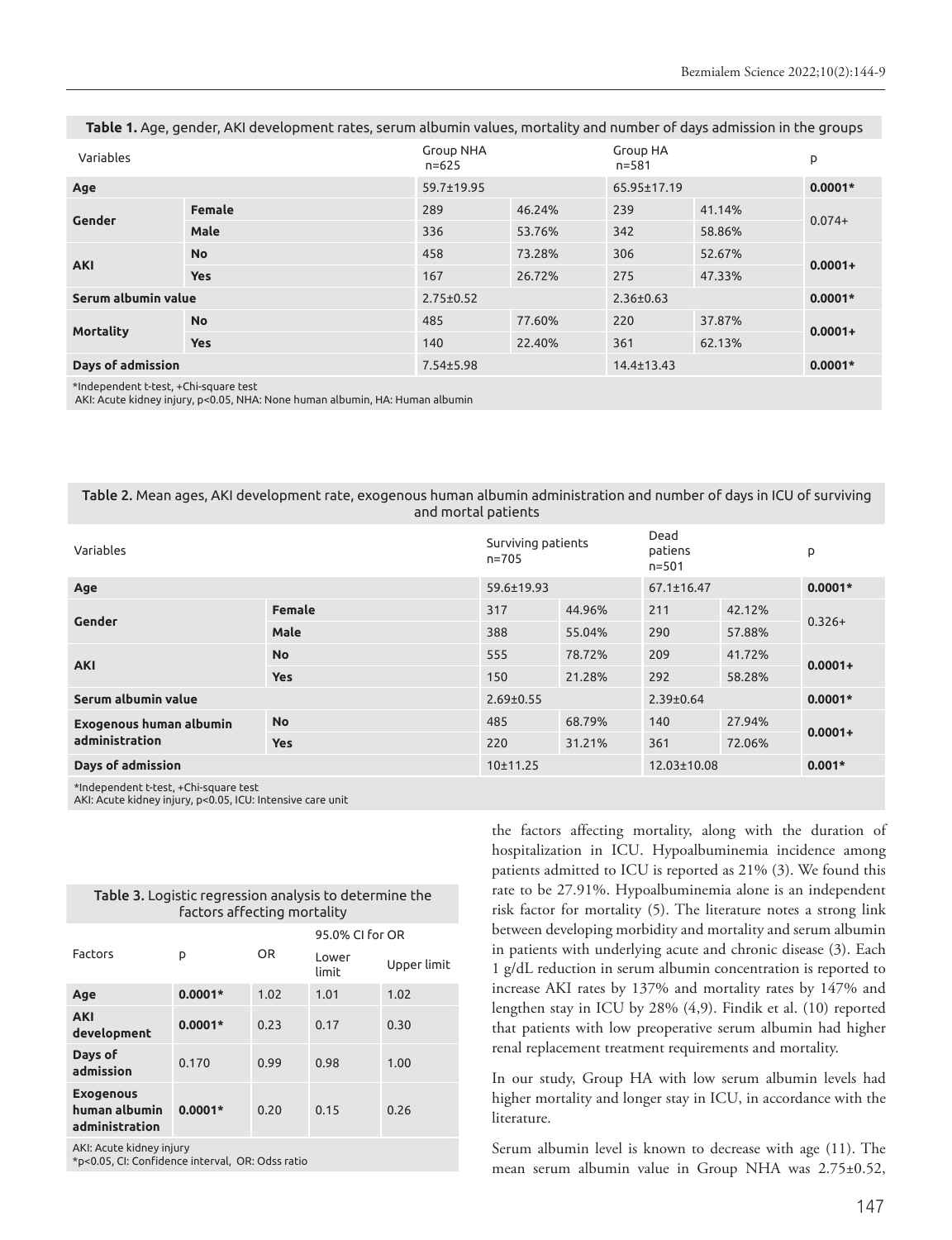**Table 1.** Age, gender, AKI development rates, serum albumin values, mortality and number of days admission in the groups

| Variables | | Group NHA n=625 | | Group HA n=581 | | p |
|---|---|---|---|---|---|---|
| **Age** | | 59.7±19.95 | | 65.95±17.19 | | **0.0001*** |
| **Gender** | **Female** | 289 | 46.24% | 239 | 41.14% | 0.074+ |
| | **Male** | 336 | 53.76% | 342 | 58.86% | |
| **AKI** | **No** | 458 | 73.28% | 306 | 52.67% | **0.0001+** |
| | **Yes** | 167 | 26.72% | 275 | 47.33% | |
| **Serum albumin value** | | 2.75±0.52 | | 2.36±0.63 | | **0.0001*** |
| **Mortality** | **No** | 485 | 77.60% | 220 | 37.87% | **0.0001+** |
| | **Yes** | 140 | 22.40% | 361 | 62.13% | |
| **Days of admission** | | 7.54±5.98 | | 14.4±13.43 | | **0.0001*** |

*Independent t-test, +Chi-square test
AKI: Acute kidney injury, p<0.05, NHA: None human albumin, HA: Human albumin

**Table 2.** Mean ages, AKI development rate, exogenous human albumin administration and number of days in ICU of surviving and mortal patients

| Variables | | Surviving patients n=705 | | Dead patiens n=501 | | p |
|---|---|---|---|---|---|---|
| **Age** | | 59.6±19.93 | | 67.1±16.47 | | **0.0001*** |
| **Gender** | **Female** | 317 | 44.96% | 211 | 42.12% | 0.326+ |
| | **Male** | 388 | 55.04% | 290 | 57.88% | |
| **AKI** | **No** | 555 | 78.72% | 209 | 41.72% | **0.0001+** |
| | **Yes** | 150 | 21.28% | 292 | 58.28% | |
| **Serum albumin value** | | 2.69±0.55 | | 2.39±0.64 | | **0.0001*** |
| **Exogenous human albumin administration** | **No** | 485 | 68.79% | 140 | 27.94% | **0.0001+** |
| | **Yes** | 220 | 31.21% | 361 | 72.06% | |
| **Days of admission** | | 10±11.25 | | 12.03±10.08 | | **0.001*** |

*Independent t-test, +Chi-square test
AKI: Acute kidney injury, p<0.05, ICU: Intensive care unit

**Table 3.** Logistic regression analysis to determine the factors affecting mortality

| Factors | p | OR | 95.0% CI for OR | |
|---|---|---|---|---|
| | | | Lower limit | Upper limit |
| **Age** | **0.0001*** | 1.02 | 1.01 | 1.02 |
| **AKI development** | **0.0001*** | 0.23 | 0.17 | 0.30 |
| **Days of admission** | 0.170 | 0.99 | 0.98 | 1.00 |
| **Exogenous human albumin administration** | **0.0001*** | 0.20 | 0.15 | 0.26 |

AKI: Acute kidney injury
*p<0.05, CI: Confidence interval, OR: Odss ratio

the factors affecting mortality, along with the duration of hospitalization in ICU. Hypoalbuminemia incidence among patients admitted to ICU is reported as 21% (3). We found this rate to be 27.91%. Hypoalbuminemia alone is an independent risk factor for mortality (5). The literature notes a strong link between developing morbidity and mortality and serum albumin in patients with underlying acute and chronic disease (3). Each 1 g/dL reduction in serum albumin concentration is reported to increase AKI rates by 137% and mortality rates by 147% and lengthen stay in ICU by 28% (4,9). Findik et al. (10) reported that patients with low preoperative serum albumin had higher renal replacement treatment requirements and mortality.

In our study, Group HA with low serum albumin levels had higher mortality and longer stay in ICU, in accordance with the literature.

Serum albumin level is known to decrease with age (11). The mean serum albumin value in Group NHA was 2.75±0.52,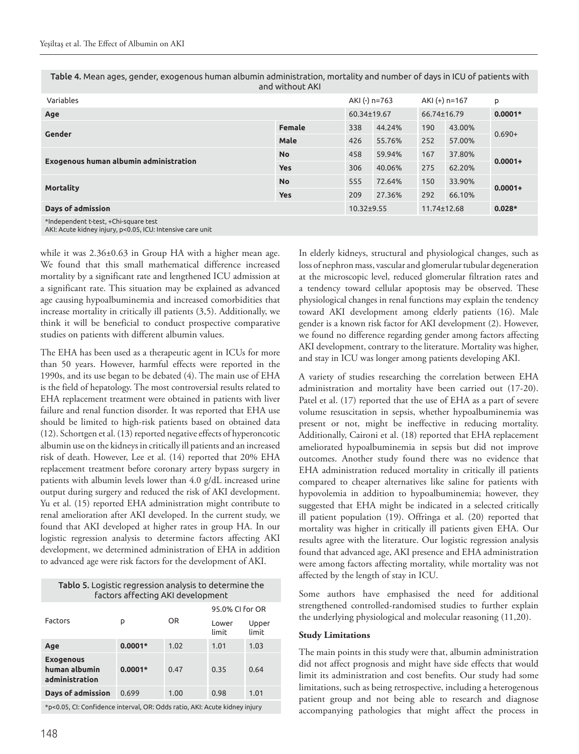Table 4. Mean ages, gender, exogenous human albumin administration, mortality and number of days in ICU of patients with and without AKI

| Variables | | AKI (-) n=763 | | AKI (+) n=167 | | p |
|---|---|---|---|---|---|---|
| **Age** | | 60.34±19.67 | | 66.74±16.79 | | **0.0001*** |
| **Gender** | **Female** | 338 | 44.24% | 190 | 43.00% | 0.690+ |
| | **Male** | 426 | 55.76% | 252 | 57.00% | |
| **Exogenous human albumin administration** | **No** | 458 | 59.94% | 167 | 37.80% | **0.0001+** |
| | **Yes** | 306 | 40.06% | 275 | 62.20% | |
| **Mortality** | **No** | 555 | 72.64% | 150 | 33.90% | **0.0001+** |
| | **Yes** | 209 | 27.36% | 292 | 66.10% | |
| **Days of admission** | | 10.32±9.55 | | 11.74±12.68 | | **0.028*** |

*Independent t-test, +Chi-square test
AKI: Acute kidney injury, p<0.05, ICU: Intensive care unit

while it was 2.36±0.63 in Group HA with a higher mean age. We found that this small mathematical difference increased mortality by a significant rate and lengthened ICU admission at a significant rate. This situation may be explained as advanced age causing hypoalbuminemia and increased comorbidities that increase mortality in critically ill patients (3,5). Additionally, we think it will be beneficial to conduct prospective comparative studies on patients with different albumin values.

The EHA has been used as a therapeutic agent in ICUs for more than 50 years. However, harmful effects were reported in the 1990s, and its use began to be debated (4). The main use of EHA is the field of hepatology. The most controversial results related to EHA replacement treatment were obtained in patients with liver failure and renal function disorder. It was reported that EHA use should be limited to high-risk patients based on obtained data (12). Schortgen et al. (13) reported negative effects of hyperoncotic albumin use on the kidneys in critically ill patients and an increased risk of death. However, Lee et al. (14) reported that 20% EHA replacement treatment before coronary artery bypass surgery in patients with albumin levels lower than 4.0 g/dL increased urine output during surgery and reduced the risk of AKI development. Yu et al. (15) reported EHA administration might contribute to renal amelioration after AKI developed. In the current study, we found that AKI developed at higher rates in group HA. In our logistic regression analysis to determine factors affecting AKI development, we determined administration of EHA in addition to advanced age were risk factors for the development of AKI.

Tablo 5. Logistic regression analysis to determine the factors affecting AKI development

| Factors | p | OR | 95.0% CI for OR | |
|---|---|---|---|---|
| | | | Lower limit | Upper limit |
| **Age** | **0.0001*** | 1.02 | 1.01 | 1.03 |
| **Exogenous human albumin administration** | **0.0001*** | 0.47 | 0.35 | 0.64 |
| **Days of admission** | 0.699 | 1.00 | 0.98 | 1.01 |

*p<0.05, CI: Confidence interval, OR: Odds ratio, AKI: Acute kidney injury

In elderly kidneys, structural and physiological changes, such as loss of nephron mass, vascular and glomerular tubular degeneration at the microscopic level, reduced glomerular filtration rates and a tendency toward cellular apoptosis may be observed. These physiological changes in renal functions may explain the tendency toward AKI development among elderly patients (16). Male gender is a known risk factor for AKI development (2). However, we found no difference regarding gender among factors affecting AKI development, contrary to the literature. Mortality was higher, and stay in ICU was longer among patients developing AKI.

A variety of studies researching the correlation between EHA administration and mortality have been carried out (17-20). Patel et al. (17) reported that the use of EHA as a part of severe volume resuscitation in sepsis, whether hypoalbuminemia was present or not, might be ineffective in reducing mortality. Additionally, Caironi et al. (18) reported that EHA replacement ameliorated hypoalbuminemia in sepsis but did not improve outcomes. Another study found there was no evidence that EHA administration reduced mortality in critically ill patients compared to cheaper alternatives like saline for patients with hypovolemia in addition to hypoalbuminemia; however, they suggested that EHA might be indicated in a selected critically ill patient population (19). Offringa et al. (20) reported that mortality was higher in critically ill patients given EHA. Our results agree with the literature. Our logistic regression analysis found that advanced age, AKI presence and EHA administration were among factors affecting mortality, while mortality was not affected by the length of stay in ICU.

Some authors have emphasised the need for additional strengthened controlled-randomised studies to further explain the underlying physiological and molecular reasoning (11,20).

### Study Limitations

The main points in this study were that, albumin administration did not affect prognosis and might have side effects that would limit its administration and cost benefits. Our study had some limitations, such as being retrospective, including a heterogenous patient group and not being able to research and diagnose accompanying pathologies that might affect the process in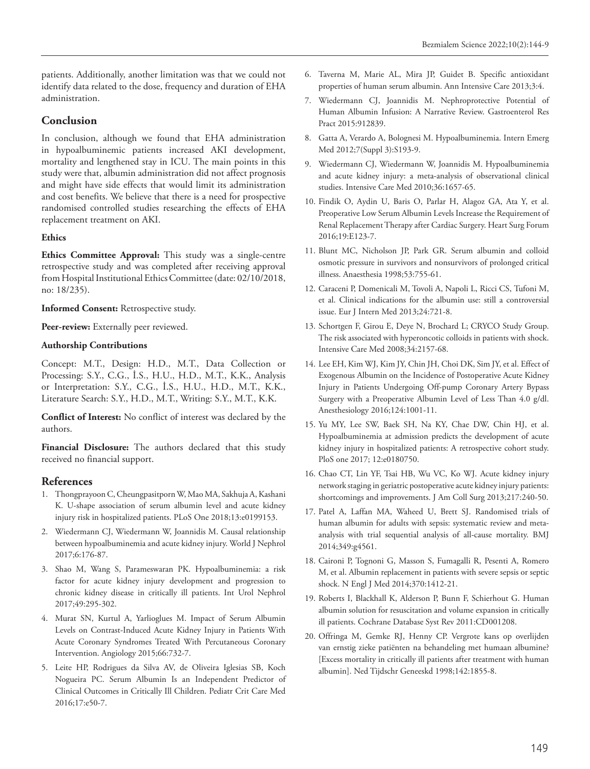patients. Additionally, another limitation was that we could not identify data related to the dose, frequency and duration of EHA administration.

## Conclusion

In conclusion, although we found that EHA administration in hypoalbuminemic patients increased AKI development, mortality and lengthened stay in ICU. The main points in this study were that, albumin administration did not affect prognosis and might have side effects that would limit its administration and cost benefits. We believe that there is a need for prospective randomised controlled studies researching the effects of EHA replacement treatment on AKI.

### Ethics

**Ethics Committee Approval:** This study was a single-centre retrospective study and was completed after receiving approval from Hospital Institutional Ethics Committee (date: 02/10/2018, no: 18/235).

**Informed Consent:** Retrospective study.

**Peer-review:** Externally peer reviewed.

### Authorship Contributions

Concept: M.T., Design: H.D., M.T., Data Collection or Processing: S.Y., C.G., İ.S., H.U., H.D., M.T., K.K., Analysis or Interpretation: S.Y., C.G., İ.S., H.U., H.D., M.T., K.K., Literature Search: S.Y., H.D., M.T., Writing: S.Y., M.T., K.K.

**Conflict of Interest:** No conflict of interest was declared by the authors.

**Financial Disclosure:** The authors declared that this study received no financial support.

## References

1. Thongprayoon C, Cheungpasitporn W, Mao MA, Sakhuja A, Kashani K. U-shape association of serum albumin level and acute kidney injury risk in hospitalized patients. PLoS One 2018;13:e0199153.
2. Wiedermann CJ, Wiedermann W, Joannidis M. Causal relationship between hypoalbuminemia and acute kidney injury. World J Nephrol 2017;6:176-87.
3. Shao M, Wang S, Parameswaran PK. Hypoalbuminemia: a risk factor for acute kidney injury development and progression to chronic kidney disease in critically ill patients. Int Urol Nephrol 2017;49:295-302.
4. Murat SN, Kurtul A, Yarlioglues M. Impact of Serum Albumin Levels on Contrast-Induced Acute Kidney Injury in Patients With Acute Coronary Syndromes Treated With Percutaneous Coronary Intervention. Angiology 2015;66:732-7.
5. Leite HP, Rodrigues da Silva AV, de Oliveira Iglesias SB, Koch Nogueira PC. Serum Albumin Is an Independent Predictor of Clinical Outcomes in Critically Ill Children. Pediatr Crit Care Med 2016;17:e50-7.
6. Taverna M, Marie AL, Mira JP, Guidet B. Specific antioxidant properties of human serum albumin. Ann Intensive Care 2013;3:4.
7. Wiedermann CJ, Joannidis M. Nephroprotective Potential of Human Albumin Infusion: A Narrative Review. Gastroenterol Res Pract 2015:912839.
8. Gatta A, Verardo A, Bolognesi M. Hypoalbuminemia. Intern Emerg Med 2012;7(Suppl 3):S193-9.
9. Wiedermann CJ, Wiedermann W, Joannidis M. Hypoalbuminemia and acute kidney injury: a meta-analysis of observational clinical studies. Intensive Care Med 2010;36:1657-65.
10. Findik O, Aydin U, Baris O, Parlar H, Alagoz GA, Ata Y, et al. Preoperative Low Serum Albumin Levels Increase the Requirement of Renal Replacement Therapy after Cardiac Surgery. Heart Surg Forum 2016;19:E123-7.
11. Blunt MC, Nicholson JP, Park GR. Serum albumin and colloid osmotic pressure in survivors and nonsurvivors of prolonged critical illness. Anaesthesia 1998;53:755-61.
12. Caraceni P, Domenicali M, Tovoli A, Napoli L, Ricci CS, Tufoni M, et al. Clinical indications for the albumin use: still a controversial issue. Eur J Intern Med 2013;24:721-8.
13. Schortgen F, Girou E, Deye N, Brochard L; CRYCO Study Group. The risk associated with hyperoncotic colloids in patients with shock. Intensive Care Med 2008;34:2157-68.
14. Lee EH, Kim WJ, Kim JY, Chin JH, Choi DK, Sim JY, et al. Effect of Exogenous Albumin on the Incidence of Postoperative Acute Kidney Injury in Patients Undergoing Off-pump Coronary Artery Bypass Surgery with a Preoperative Albumin Level of Less Than 4.0 g/dl. Anesthesiology 2016;124:1001-11.
15. Yu MY, Lee SW, Baek SH, Na KY, Chae DW, Chin HJ, et al. Hypoalbuminemia at admission predicts the development of acute kidney injury in hospitalized patients: A retrospective cohort study. PloS one 2017; 12:e0180750.
16. Chao CT, Lin YF, Tsai HB, Wu VC, Ko WJ. Acute kidney injury network staging in geriatric postoperative acute kidney injury patients: shortcomings and improvements. J Am Coll Surg 2013;217:240-50.
17. Patel A, Laffan MA, Waheed U, Brett SJ. Randomised trials of human albumin for adults with sepsis: systematic review and meta-analysis with trial sequential analysis of all-cause mortality. BMJ 2014;349:g4561.
18. Caironi P, Tognoni G, Masson S, Fumagalli R, Pesenti A, Romero M, et al. Albumin replacement in patients with severe sepsis or septic shock. N Engl J Med 2014;370:1412-21.
19. Roberts I, Blackhall K, Alderson P, Bunn F, Schierhout G. Human albumin solution for resuscitation and volume expansion in critically ill patients. Cochrane Database Syst Rev 2011:CD001208.
20. Offringa M, Gemke RJ, Henny CP. Vergrote kans op overlijden van ernstig zieke patiënten na behandeling met humaan albumine? [Excess mortality in critically ill patients after treatment with human albumin]. Ned Tijdschr Geneeskd 1998;142:1855-8.